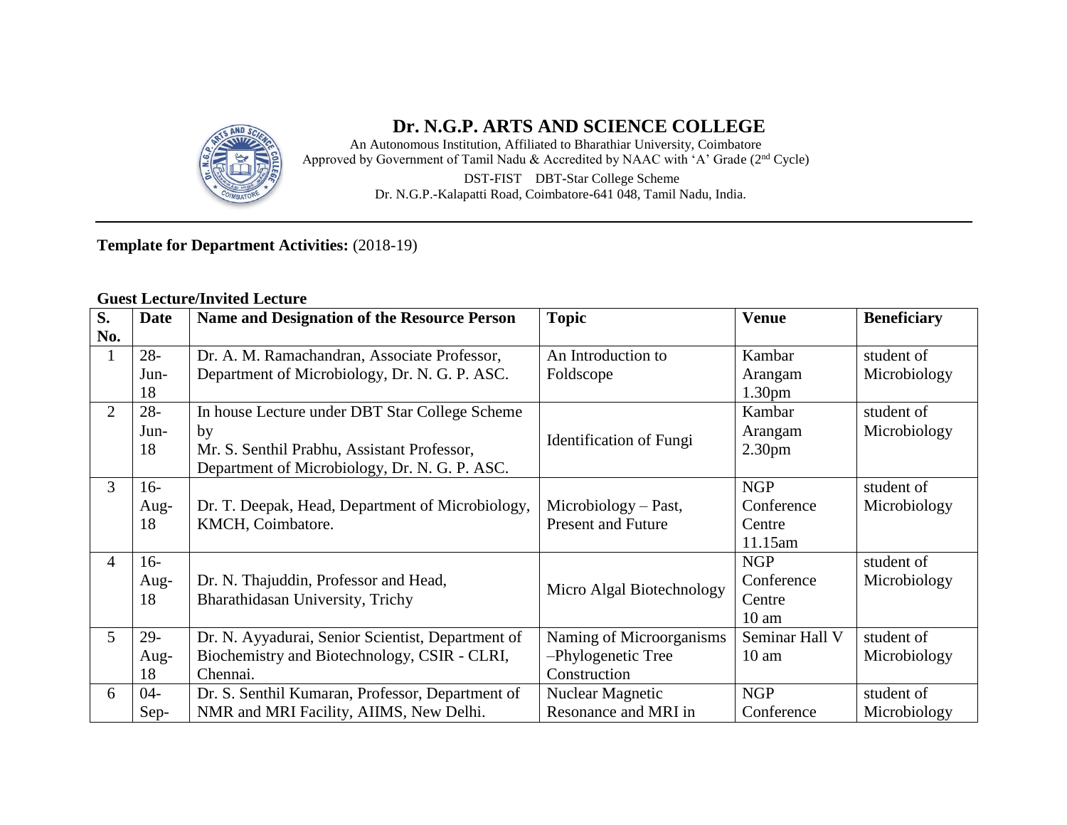# Dr. N.G.P. ARTS AND SCIENCE COLLEGE

An Autonomous Institution, Affiliated to Bharathiar University, Coimbatore
Approved by Government of Tamil Nadu & Accredited by NAAC with 'A' Grade (2nd Cycle)
DST-FIST DBT-Star College Scheme
Dr. N.G.P.-Kalapatti Road, Coimbatore-641 048, Tamil Nadu, India.

**Template for Department Activities:** (2018-19)

**Guest Lecture/Invited Lecture**

| S. No. | Date | Name and Designation of the Resource Person | Topic | Venue | Beneficiary |
|---|---|---|---|---|---|
| 1 | 28-Jun-18 | Dr. A. M. Ramachandran, Associate Professor, Department of Microbiology, Dr. N. G. P. ASC. | An Introduction to Foldscope | Kambar Arangam 1.30pm | student of Microbiology |
| 2 | 28-Jun-18 | In house Lecture under DBT Star College Scheme by Mr. S. Senthil Prabhu, Assistant Professor, Department of Microbiology, Dr. N. G. P. ASC. | Identification of Fungi | Kambar Arangam 2.30pm | student of Microbiology |
| 3 | 16-Aug-18 | Dr. T. Deepak, Head, Department of Microbiology, KMCH, Coimbatore. | Microbiology – Past, Present and Future | NGP Conference Centre 11.15am | student of Microbiology |
| 4 | 16-Aug-18 | Dr. N. Thajuddin, Professor and Head, Bharathidasan University, Trichy | Micro Algal Biotechnology | NGP Conference Centre 10 am | student of Microbiology |
| 5 | 29-Aug-18 | Dr. N. Ayyadurai, Senior Scientist, Department of Biochemistry and Biotechnology, CSIR - CLRI, Chennai. | Naming of Microorganisms –Phylogenetic Tree Construction | Seminar Hall V 10 am | student of Microbiology |
| 6 | 04-Sep- | Dr. S. Senthil Kumaran, Professor, Department of NMR and MRI Facility, AIIMS, New Delhi. | Nuclear Magnetic Resonance and MRI in | NGP Conference | student of Microbiology |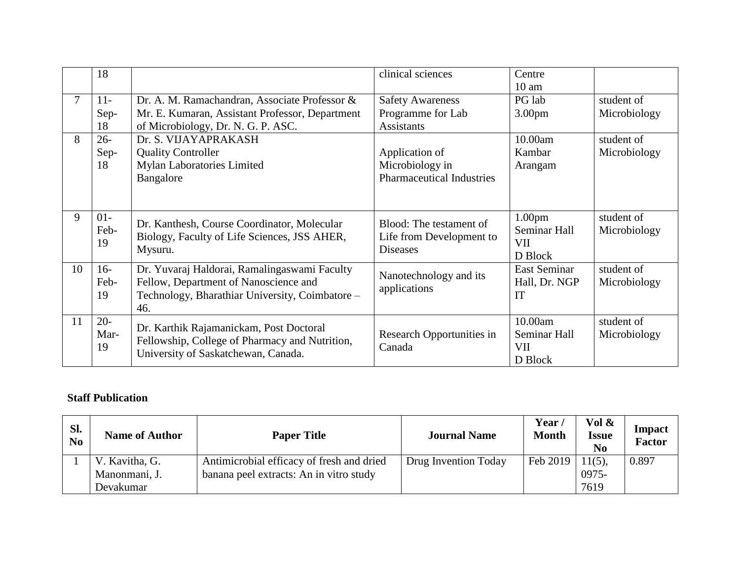|  | 18 |  | clinical sciences | Centre<br>10 am |  |
|---|---|---|---|---|---|
| 7 | 11-Sep-18 | Dr. A. M. Ramachandran, Associate Professor & Mr. E. Kumaran, Assistant Professor, Department of Microbiology, Dr. N. G. P. ASC. | Safety Awareness Programme for Lab Assistants | PG lab<br>3.00pm | student of Microbiology |
| 8 | 26-Sep-18 | Dr. S. VIJAYAPRAKASH<br>Quality Controller<br>Mylan Laboratories Limited<br>Bangalore | Application of Microbiology in Pharmaceutical Industries | 10.00am<br>Kambar Arangam | student of Microbiology |
| 9 | 01-Feb-19 | Dr. Kanthesh, Course Coordinator, Molecular Biology, Faculty of Life Sciences, JSS AHER, Mysuru. | Blood: The testament of Life from Development to Diseases | 1.00pm<br>Seminar Hall VII<br>D Block | student of Microbiology |
| 10 | 16-Feb-19 | Dr. Yuvaraj Haldorai, Ramalingaswami Faculty Fellow, Department of Nanoscience and Technology, Bharathiar University, Coimbatore – 46. | Nanotechnology and its applications | East Seminar Hall, Dr. NGP IT | student of Microbiology |
| 11 | 20-Mar-19 | Dr. Karthik Rajamanickam, Post Doctoral Fellowship, College of Pharmacy and Nutrition, University of Saskatchewan, Canada. | Research Opportunities in Canada | 10.00am<br>Seminar Hall VII<br>D Block | student of Microbiology |

**Staff Publication**

| Sl. No | Name of Author | Paper Title | Journal Name | Year / Month | Vol & Issue No | Impact Factor |
|---|---|---|---|---|---|---|
| 1 | V. Kavitha, G. Manonmani, J. Devakumar | Antimicrobial efficacy of fresh and dried banana peel extracts: An in vitro study | Drug Invention Today | Feb 2019 | 11(5), 0975-7619 | 0.897 |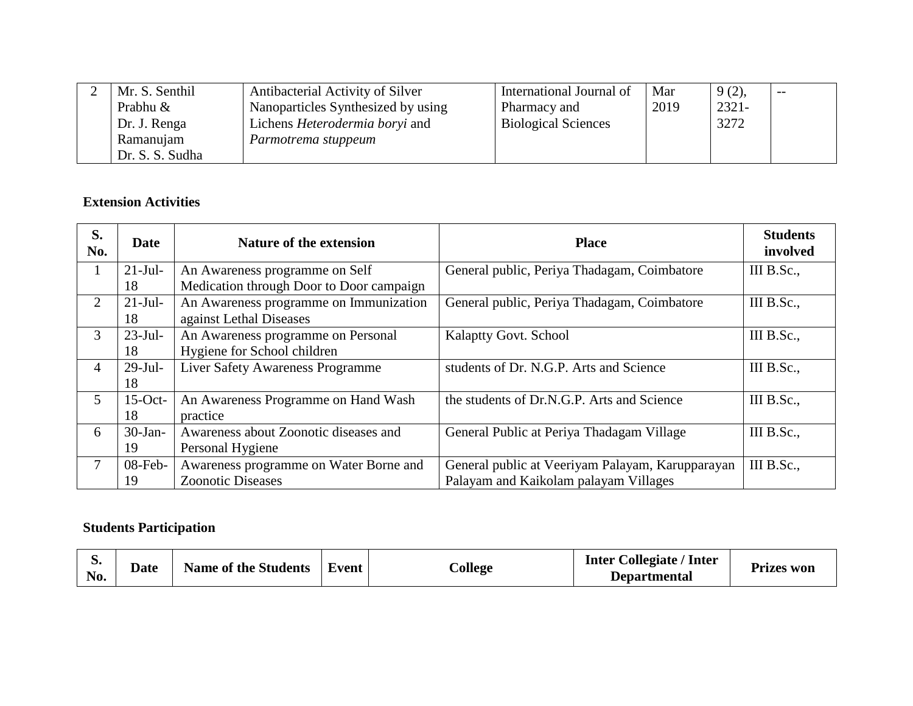| 2 | Mr. S. Senthil Prabhu & Dr. J. Renga Ramanujam Dr. S. S. Sudha | Antibacterial Activity of Silver Nanoparticles Synthesized by using Lichens *Heterodermia boryi* and *Parmotrema stuppeum* | International Journal of Pharmacy and Biological Sciences | Mar 2019 | 9 (2), 2321-3272 | -- |
|---|---|---|---|---|---|---|

**Extension Activities**

| S. No. | Date | Nature of the extension | Place | Students involved |
|---|---|---|---|---|
| 1 | 21-Jul-18 | An Awareness programme on Self Medication through Door to Door campaign | General public, Periya Thadagam, Coimbatore | III B.Sc., |
| 2 | 21-Jul-18 | An Awareness programme on Immunization against Lethal Diseases | General public, Periya Thadagam, Coimbatore | III B.Sc., |
| 3 | 23-Jul-18 | An Awareness programme on Personal Hygiene for School children | Kalaptty Govt. School | III B.Sc., |
| 4 | 29-Jul-18 | Liver Safety Awareness Programme | students of Dr. N.G.P. Arts and Science | III B.Sc., |
| 5 | 15-Oct-18 | An Awareness Programme on Hand Wash practice | the students of Dr.N.G.P. Arts and Science | III B.Sc., |
| 6 | 30-Jan-19 | Awareness about Zoonotic diseases and Personal Hygiene | General Public at Periya Thadagam Village | III B.Sc., |
| 7 | 08-Feb-19 | Awareness programme on Water Borne and Zoonotic Diseases | General public at Veeriyam Palayam, Karupparayan Palayam and Kaikolam palayam Villages | III B.Sc., |

**Students Participation**

| S. No. | Date | Name of the Students | Event | College | Inter Collegiate / Inter Departmental | Prizes won |
|---|---|---|---|---|---|---|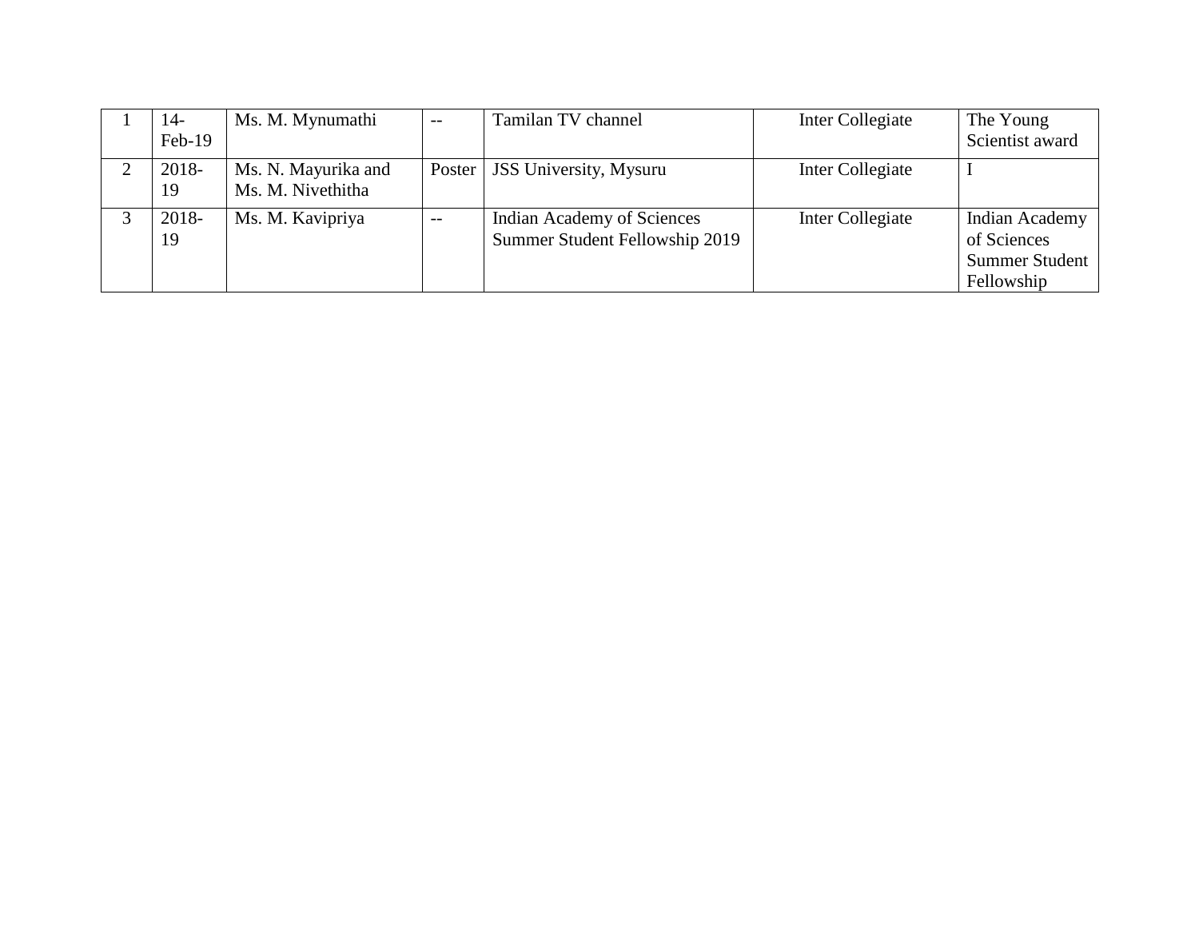| | | | | | | |
|---|---|---|---|---|---|---|
| 1 | 14-Feb-19 | Ms. M. Mynumathi | -- | Tamilan TV channel | Inter Collegiate | The Young Scientist award |
| 2 | 2018-19 | Ms. N. Mayurika and Ms. M. Nivethitha | Poster | JSS University, Mysuru | Inter Collegiate | I |
| 3 | 2018-19 | Ms. M. Kavipriya | -- | Indian Academy of Sciences Summer Student Fellowship 2019 | Inter Collegiate | Indian Academy of Sciences Summer Student Fellowship |